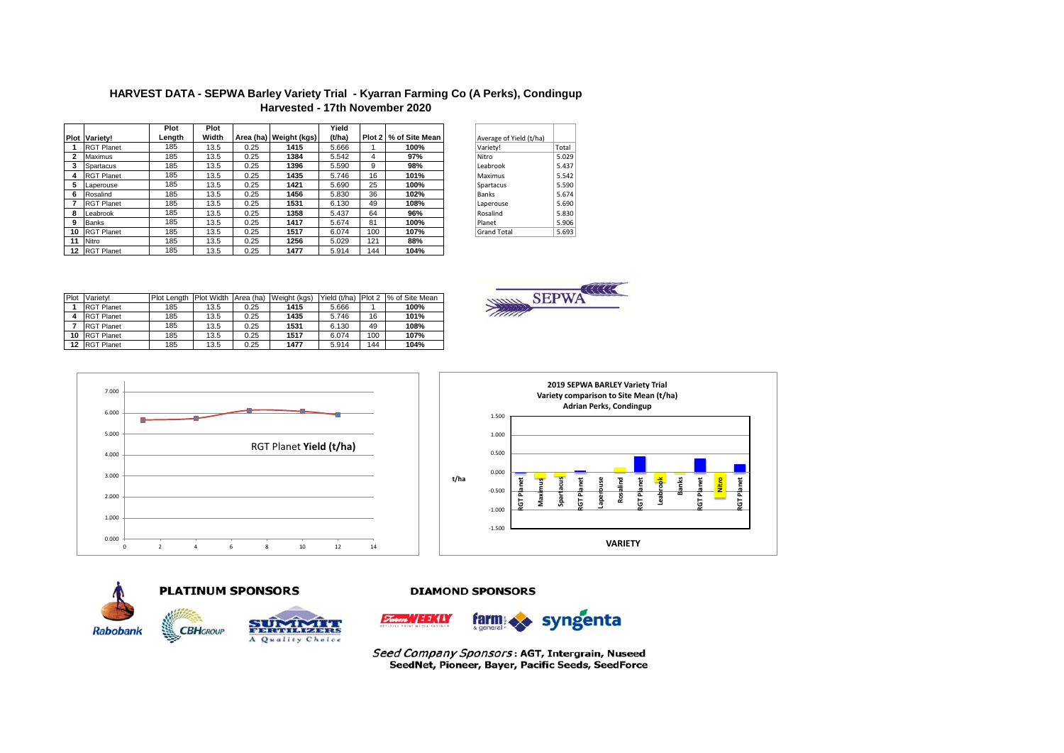# HARVEST DATA - SEPWA Barley Variety Trial - Kyarran Farming Co (A Perks), Condingup

## Harvested - 17th November 2020

| Plot | Variety! | Plot Length | Plot Width | Area (ha) | Weight (kgs) | Yield (t/ha) | Plot 2 | % of Site Mean |
|---|---|---|---|---|---|---|---|---|
| 1 | RGT Planet | 185 | 13.5 | 0.25 | 1415 | 5.666 | 1 | 100% |
| 2 | Maximus | 185 | 13.5 | 0.25 | 1384 | 5.542 | 4 | 97% |
| 3 | Spartacus | 185 | 13.5 | 0.25 | 1396 | 5.590 | 9 | 98% |
| 4 | RGT Planet | 185 | 13.5 | 0.25 | 1435 | 5.746 | 16 | 101% |
| 5 | Laperouse | 185 | 13.5 | 0.25 | 1421 | 5.690 | 25 | 100% |
| 6 | Rosalind | 185 | 13.5 | 0.25 | 1456 | 5.830 | 36 | 102% |
| 7 | RGT Planet | 185 | 13.5 | 0.25 | 1531 | 6.130 | 49 | 108% |
| 8 | Leabrook | 185 | 13.5 | 0.25 | 1358 | 5.437 | 64 | 96% |
| 9 | Banks | 185 | 13.5 | 0.25 | 1417 | 5.674 | 81 | 100% |
| 10 | RGT Planet | 185 | 13.5 | 0.25 | 1517 | 6.074 | 100 | 107% |
| 11 | Nitro | 185 | 13.5 | 0.25 | 1256 | 5.029 | 121 | 88% |
| 12 | RGT Planet | 185 | 13.5 | 0.25 | 1477 | 5.914 | 144 | 104% |

| Average of Yield (t/ha) | |
|---|---|
| Variety! | Total |
| Nitro | 5.029 |
| Leabrook | 5.437 |
| Maximus | 5.542 |
| Spartacus | 5.590 |
| Banks | 5.674 |
| Laperouse | 5.690 |
| Rosalind | 5.830 |
| Planet | 5.906 |
| Grand Total | 5.693 |

| Plot | Variety! | Plot Length | Plot Width | Area (ha) | Weight (kgs) | Yield (t/ha) | Plot 2 | % of Site Mean |
|---|---|---|---|---|---|---|---|---|
| 1 | RGT Planet | 185 | 13.5 | 0.25 | 1415 | 5.666 | 1 | 100% |
| 4 | RGT Planet | 185 | 13.5 | 0.25 | 1435 | 5.746 | 16 | 101% |
| 7 | RGT Planet | 185 | 13.5 | 0.25 | 1531 | 6.130 | 49 | 108% |
| 10 | RGT Planet | 185 | 13.5 | 0.25 | 1517 | 6.074 | 100 | 107% |
| 12 | RGT Planet | 185 | 13.5 | 0.25 | 1477 | 5.914 | 144 | 104% |

RGT Planet **Yield (t/ha)**

**2019 SEPWA BARLEY Variety Trial**
**Variety comparison to Site Mean (t/ha)**
**Adrian Perks, Condingup**

**PLATINUM SPONSORS**

Rabobank, CBH Group, Summit Fertilizers – A Quality Choice

**DIAMOND SPONSORS**

Farm Weekly, farm & general, syngenta

*Seed Company Sponsors*: **AGT, Intergrain, Nuseed, SeedNet, Pioneer, Bayer, Pacific Seeds, SeedForce**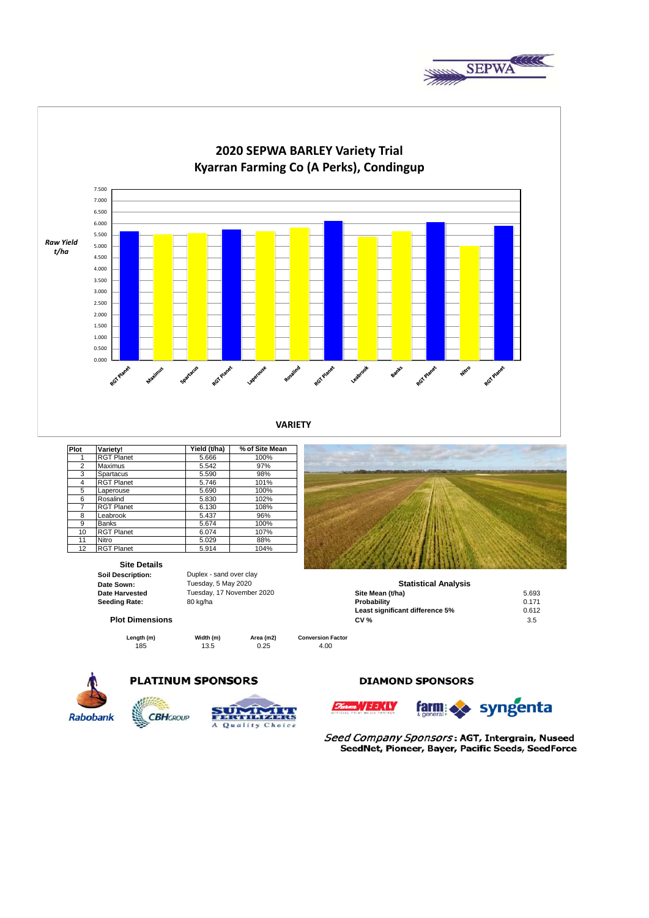# 2020 SEPWA BARLEY Variety Trial
## Kyarran Farming Co (A Perks), Condingup

| Plot | Variety! | Yield (t/ha) | % of Site Mean |
|---|---|---|---|
| 1 | RGT Planet | 5.666 | 100% |
| 2 | Maximus | 5.542 | 97% |
| 3 | Spartacus | 5.590 | 98% |
| 4 | RGT Planet | 5.746 | 101% |
| 5 | Laperouse | 5.690 | 100% |
| 6 | Rosalind | 5.830 | 102% |
| 7 | RGT Planet | 6.130 | 108% |
| 8 | Leabrook | 5.437 | 96% |
| 9 | Banks | 5.674 | 100% |
| 10 | RGT Planet | 6.074 | 107% |
| 11 | Nitro | 5.029 | 88% |
| 12 | RGT Planet | 5.914 | 104% |

### Site Details

**Soil Description:** Duplex - sand over clay
**Date Sown:** Tuesday, 5 May 2020
**Date Harvested** Tuesday, 17 November 2020
**Seeding Rate:** 80 kg/ha

### Plot Dimensions

| Length (m) | Width (m) | Area (m2) | Conversion Factor |
|---|---|---|---|
| 185 | 13.5 | 0.25 | 4.00 |

### Statistical Analysis

| | |
|---|---|
| **Site Mean (t/ha)** | 5.693 |
| **Probability** | 0.171 |
| **Least significant difference 5%** | 0.612 |
| **CV %** | 3.5 |

**PLATINUM SPONSORS**

**DIAMOND SPONSORS**

*Seed Company Sponsors*: **AGT, Intergrain, Nuseed SeedNet, Pioneer, Bayer, Pacific Seeds, SeedForce**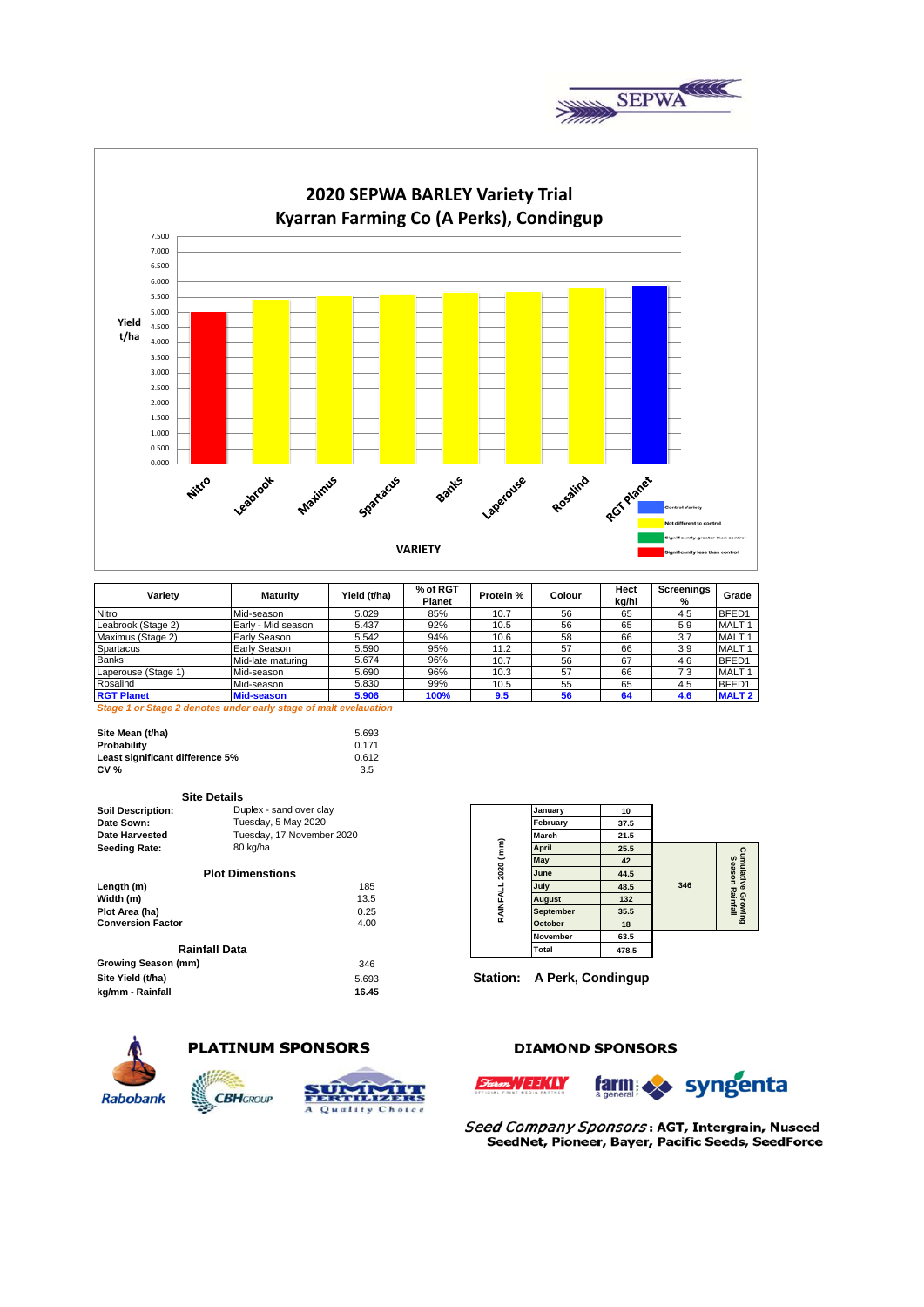SEPWA

# 2020 SEPWA BARLEY Variety Trial
## Kyarran Farming Co (A Perks), Condingup

Yield t/ha

7.500
7.000
6.500
6.000
5.500
5.000
4.500
4.000
3.500
3.000
2.500
2.000
1.500
1.000
0.500
0.000

Nitro
Leabrook
Maximus
Spartacus
Banks
Laperouse
Rosalind
RGT Planet

VARIETY

Control Variety
Not different to control
Significantly greater than control
Significantly less than control

| Variety | Maturity | Yield (t/ha) | % of RGT Planet | Protein % | Colour | Hect kg/hl | Screenings % | Grade |
|---|---|---|---|---|---|---|---|---|
| Nitro | Mid-season | 5.029 | 85% | 10.7 | 56 | 65 | 4.5 | BFED1 |
| Leabrook (Stage 2) | Early - Mid season | 5.437 | 92% | 10.5 | 56 | 65 | 5.9 | MALT 1 |
| Maximus (Stage 2) | Early Season | 5.542 | 94% | 10.6 | 58 | 66 | 3.7 | MALT 1 |
| Spartacus | Early Season | 5.590 | 95% | 11.2 | 57 | 66 | 3.9 | MALT 1 |
| Banks | Mid-late maturing | 5.674 | 96% | 10.7 | 56 | 67 | 4.6 | BFED1 |
| Laperouse (Stage 1) | Mid-season | 5.690 | 96% | 10.3 | 57 | 66 | 7.3 | MALT 1 |
| Rosalind | Mid-season | 5.830 | 99% | 10.5 | 55 | 65 | 4.5 | BFED1 |
| **RGT Planet** | **Mid-season** | **5.906** | **100%** | **9.5** | **56** | **64** | **4.6** | **MALT 2** |

***Stage 1 or Stage 2 denotes under early stage of malt evelauation***

| | |
|---|---|
| **Site Mean (t/ha)** | 5.693 |
| **Probability** | 0.171 |
| **Least significant difference 5%** | 0.612 |
| **CV %** | 3.5 |

### Site Details

| | |
|---|---|
| **Soil Description:** | Duplex - sand over clay |
| **Date Sown:** | Tuesday, 5 May 2020 |
| **Date Harvested** | Tuesday, 17 November 2020 |
| **Seeding Rate:** | 80 kg/ha |

### Plot Dimenstions

| | |
|---|---|
| **Length (m)** | 185 |
| **Width (m)** | 13.5 |
| **Plot Area (ha)** | 0.25 |
| **Conversion Factor** | 4.00 |

### Rainfall Data

| | |
|---|---|
| **Growing Season (mm)** | 346 |
| **Site Yield (t/ha)** | 5.693 |
| **kg/mm - Rainfall** | **16.45** |

**RAINFALL 2020 (mm)**

| Month | Rainfall | Cumulative Growing Season Rainfall |
|---|---|---|
| January | 10 | |
| February | 37.5 | |
| March | 21.5 | |
| April | 25.5 | 346 |
| May | 42 | |
| June | 44.5 | |
| July | 48.5 | |
| August | 132 | |
| September | 35.5 | |
| October | 18 | |
| November | 63.5 | |
| Total | 478.5 | |

**Station: A Perk, Condingup**

**PLATINUM SPONSORS**

Rabobank, CBH GROUP, SUMMIT FERTILIZERS A Quality Choice

**DIAMOND SPONSORS**

Farm WEEKLY, farm & general, syngenta

*Seed Company Sponsors*: **AGT, Intergrain, Nuseed SeedNet, Pioneer, Bayer, Pacific Seeds, SeedForce**